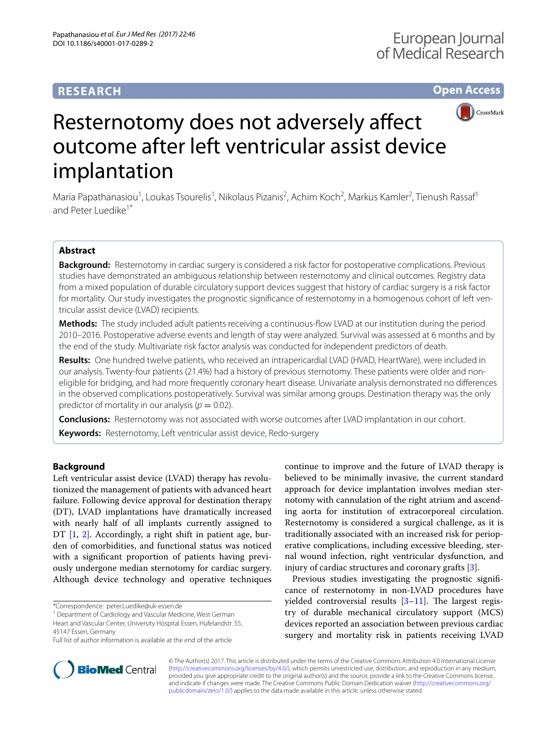RESEARCH

Open Access

# Resternotomy does not adversely affect outcome after left ventricular assist device implantation

Maria Papathanasiou[1], Loukas Tsourelis[1], Nikolaus Pizanis[2], Achim Koch[2], Markus Kamler[2], Tienush Rassaf[1] and Peter Luedike[1*]

## Abstract

**Background:** Resternotomy in cardiac surgery is considered a risk factor for postoperative complications. Previous studies have demonstrated an ambiguous relationship between resternotomy and clinical outcomes. Registry data from a mixed population of durable circulatory support devices suggest that history of cardiac surgery is a risk factor for mortality. Our study investigates the prognostic significance of resternotomy in a homogenous cohort of left ventricular assist device (LVAD) recipients.

**Methods:** The study included adult patients receiving a continuous-flow LVAD at our institution during the period 2010–2016. Postoperative adverse events and length of stay were analyzed. Survival was assessed at 6 months and by the end of the study. Multivariate risk factor analysis was conducted for independent predictors of death.

**Results:** One hundred twelve patients, who received an intrapericardial LVAD (HVAD, HeartWare), were included in our analysis. Twenty-four patients (21.4%) had a history of previous sternotomy. These patients were older and non-eligible for bridging, and had more frequently coronary heart disease. Univariate analysis demonstrated no differences in the observed complications postoperatively. Survival was similar among groups. Destination therapy was the only predictor of mortality in our analysis ($p = 0.02$).

**Conclusions:** Resternotomy was not associated with worse outcomes after LVAD implantation in our cohort.

**Keywords:** Resternotomy, Left ventricular assist device, Redo-surgery

## Background

Left ventricular assist device (LVAD) therapy has revolutionized the management of patients with advanced heart failure. Following device approval for destination therapy (DT), LVAD implantations have dramatically increased with nearly half of all implants currently assigned to DT [1, 2]. Accordingly, a right shift in patient age, burden of comorbidities, and functional status was noticed with a significant proportion of patients having previously undergone median sternotomy for cardiac surgery. Although device technology and operative techniques continue to improve and the future of LVAD therapy is believed to be minimally invasive, the current standard approach for device implantation involves median sternotomy with cannulation of the right atrium and ascending aorta for institution of extracorporeal circulation. Resternotomy is considered a surgical challenge, as it is traditionally associated with an increased risk for perioperative complications, including excessive bleeding, sternal wound infection, right ventricular dysfunction, and injury of cardiac structures and coronary grafts [3].

Previous studies investigating the prognostic significance of resternotomy in non-LVAD procedures have yielded controversial results [3–11]. The largest registry of durable mechanical circulatory support (MCS) devices reported an association between previous cardiac surgery and mortality risk in patients receiving LVAD

*Correspondence: peter.Luedike@uk-essen.de
[1] Department of Cardiology and Vascular Medicine, West German Heart and Vascular Center, University Hospital Essen, Hufelandstr. 55, 45147 Essen, Germany
Full list of author information is available at the end of the article

© The Author(s) 2017. This article is distributed under the terms of the Creative Commons Attribution 4.0 International License (http://creativecommons.org/licenses/by/4.0/), which permits unrestricted use, distribution, and reproduction in any medium, provided you give appropriate credit to the original author(s) and the source, provide a link to the Creative Commons license, and indicate if changes were made. The Creative Commons Public Domain Dedication waiver (http://creativecommons.org/publicdomain/zero/1.0/) applies to the data made available in this article, unless otherwise stated.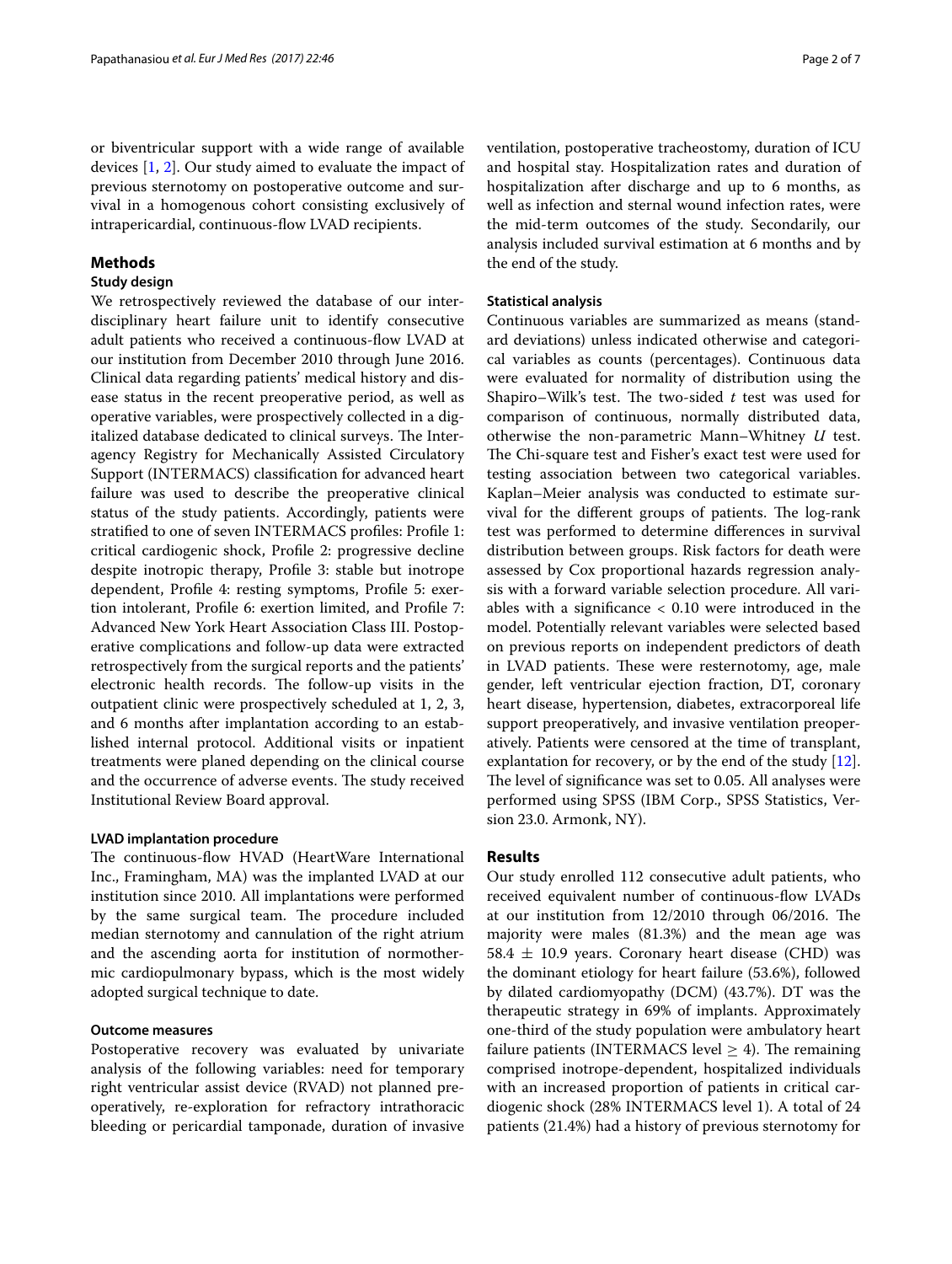or biventricular support with a wide range of available devices [1, 2]. Our study aimed to evaluate the impact of previous sternotomy on postoperative outcome and survival in a homogenous cohort consisting exclusively of intrapericardial, continuous-flow LVAD recipients.

## Methods

### Study design

We retrospectively reviewed the database of our interdisciplinary heart failure unit to identify consecutive adult patients who received a continuous-flow LVAD at our institution from December 2010 through June 2016. Clinical data regarding patients' medical history and disease status in the recent preoperative period, as well as operative variables, were prospectively collected in a digitalized database dedicated to clinical surveys. The Interagency Registry for Mechanically Assisted Circulatory Support (INTERMACS) classification for advanced heart failure was used to describe the preoperative clinical status of the study patients. Accordingly, patients were stratified to one of seven INTERMACS profiles: Profile 1: critical cardiogenic shock, Profile 2: progressive decline despite inotropic therapy, Profile 3: stable but inotrope dependent, Profile 4: resting symptoms, Profile 5: exertion intolerant, Profile 6: exertion limited, and Profile 7: Advanced New York Heart Association Class III. Postoperative complications and follow-up data were extracted retrospectively from the surgical reports and the patients' electronic health records. The follow-up visits in the outpatient clinic were prospectively scheduled at 1, 2, 3, and 6 months after implantation according to an established internal protocol. Additional visits or inpatient treatments were planed depending on the clinical course and the occurrence of adverse events. The study received Institutional Review Board approval.

#### LVAD implantation procedure

The continuous-flow HVAD (HeartWare International Inc., Framingham, MA) was the implanted LVAD at our institution since 2010. All implantations were performed by the same surgical team. The procedure included median sternotomy and cannulation of the right atrium and the ascending aorta for institution of normothermic cardiopulmonary bypass, which is the most widely adopted surgical technique to date.

#### Outcome measures

Postoperative recovery was evaluated by univariate analysis of the following variables: need for temporary right ventricular assist device (RVAD) not planned preoperatively, re-exploration for refractory intrathoracic bleeding or pericardial tamponade, duration of invasive ventilation, postoperative tracheostomy, duration of ICU and hospital stay. Hospitalization rates and duration of hospitalization after discharge and up to 6 months, as well as infection and sternal wound infection rates, were the mid-term outcomes of the study. Secondarily, our analysis included survival estimation at 6 months and by the end of the study.

#### Statistical analysis

Continuous variables are summarized as means (standard deviations) unless indicated otherwise and categorical variables as counts (percentages). Continuous data were evaluated for normality of distribution using the Shapiro–Wilk's test. The two-sided *t* test was used for comparison of continuous, normally distributed data, otherwise the non-parametric Mann–Whitney *U* test. The Chi-square test and Fisher's exact test were used for testing association between two categorical variables. Kaplan–Meier analysis was conducted to estimate survival for the different groups of patients. The log-rank test was performed to determine differences in survival distribution between groups. Risk factors for death were assessed by Cox proportional hazards regression analysis with a forward variable selection procedure. All variables with a significance $< 0.10$ were introduced in the model. Potentially relevant variables were selected based on previous reports on independent predictors of death in LVAD patients. These were resternotomy, age, male gender, left ventricular ejection fraction, DT, coronary heart disease, hypertension, diabetes, extracorporeal life support preoperatively, and invasive ventilation preoperatively. Patients were censored at the time of transplant, explantation for recovery, or by the end of the study [12]. The level of significance was set to 0.05. All analyses were performed using SPSS (IBM Corp., SPSS Statistics, Version 23.0. Armonk, NY).

## Results

Our study enrolled 112 consecutive adult patients, who received equivalent number of continuous-flow LVADs at our institution from 12/2010 through 06/2016. The majority were males (81.3%) and the mean age was $58.4 \pm 10.9$ years. Coronary heart disease (CHD) was the dominant etiology for heart failure (53.6%), followed by dilated cardiomyopathy (DCM) (43.7%). DT was the therapeutic strategy in 69% of implants. Approximately one-third of the study population were ambulatory heart failure patients (INTERMACS level $\geq 4$). The remaining comprised inotrope-dependent, hospitalized individuals with an increased proportion of patients in critical cardiogenic shock (28% INTERMACS level 1). A total of 24 patients (21.4%) had a history of previous sternotomy for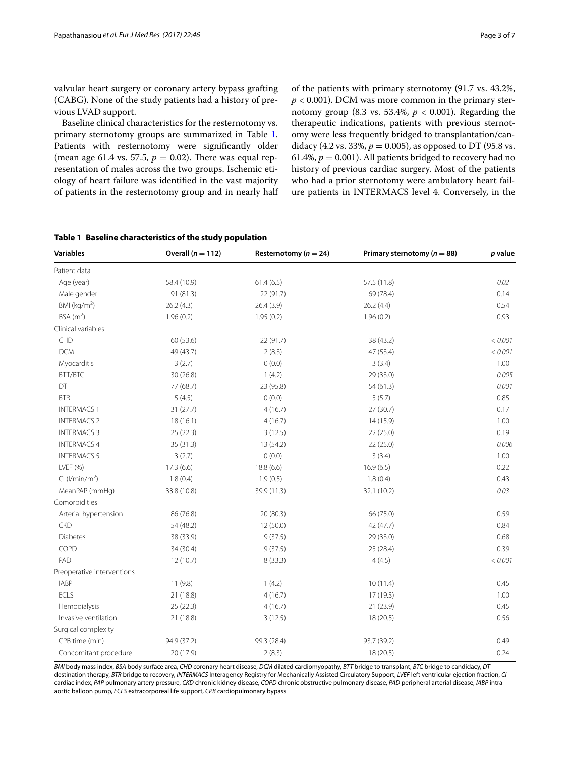valvular heart surgery or coronary artery bypass grafting (CABG). None of the study patients had a history of previous LVAD support.

Baseline clinical characteristics for the resternotomy vs. primary sternotomy groups are summarized in Table 1. Patients with resternotomy were significantly older (mean age 61.4 vs. 57.5, $p = 0.02$). There was equal representation of males across the two groups. Ischemic etiology of heart failure was identified in the vast majority of patients in the resternotomy group and in nearly half of the patients with primary sternotomy (91.7 vs. 43.2%, $p < 0.001$). DCM was more common in the primary sternotomy group (8.3 vs. 53.4%, $p < 0.001$). Regarding the therapeutic indications, patients with previous sternotomy were less frequently bridged to transplantation/candidacy (4.2 vs. 33%, $p = 0.005$), as opposed to DT (95.8 vs. 61.4%, $p = 0.001$). All patients bridged to recovery had no history of previous cardiac surgery. Most of the patients who had a prior sternotomy were ambulatory heart failure patients in INTERMACS level 4. Conversely, in the

**Table 1 Baseline characteristics of the study population**

| Variables | Overall ($n = 112$) | Resternotomy ($n = 24$) | Primary sternotomy ($n = 88$) | $p$ value |
|---|---|---|---|---|
| Patient data | | | | |
| Age (year) | 58.4 (10.9) | 61.4 (6.5) | 57.5 (11.8) | *0.02* |
| Male gender | 91 (81.3) | 22 (91.7) | 69 (78.4) | 0.14 |
| BMI (kg/m$^2$) | 26.2 (4.3) | 26.4 (3.9) | 26.2 (4.4) | 0.54 |
| BSA (m$^2$) | 1.96 (0.2) | 1.95 (0.2) | 1.96 (0.2) | 0.93 |
| Clinical variables | | | | |
| CHD | 60 (53.6) | 22 (91.7) | 38 (43.2) | *< 0.001* |
| DCM | 49 (43.7) | 2 (8.3) | 47 (53.4) | *< 0.001* |
| Myocarditis | 3 (2.7) | 0 (0.0) | 3 (3.4) | 1.00 |
| BTT/BTC | 30 (26.8) | 1 (4.2) | 29 (33.0) | *0.005* |
| DT | 77 (68.7) | 23 (95.8) | 54 (61.3) | *0.001* |
| BTR | 5 (4.5) | 0 (0.0) | 5 (5.7) | 0.85 |
| INTERMACS 1 | 31 (27.7) | 4 (16.7) | 27 (30.7) | 0.17 |
| INTERMACS 2 | 18 (16.1) | 4 (16.7) | 14 (15.9) | 1.00 |
| INTERMACS 3 | 25 (22.3) | 3 (12.5) | 22 (25.0) | 0.19 |
| INTERMACS 4 | 35 (31.3) | 13 (54.2) | 22 (25.0) | *0.006* |
| INTERMACS 5 | 3 (2.7) | 0 (0.0) | 3 (3.4) | 1.00 |
| LVEF (%) | 17.3 (6.6) | 18.8 (6.6) | 16.9 (6.5) | 0.22 |
| CI (l/min/m$^2$) | 1.8 (0.4) | 1.9 (0.5) | 1.8 (0.4) | 0.43 |
| MeanPAP (mmHg) | 33.8 (10.8) | 39.9 (11.3) | 32.1 (10.2) | *0.03* |
| Comorbidities | | | | |
| Arterial hypertension | 86 (76.8) | 20 (80.3) | 66 (75.0) | 0.59 |
| CKD | 54 (48.2) | 12 (50.0) | 42 (47.7) | 0.84 |
| Diabetes | 38 (33.9) | 9 (37.5) | 29 (33.0) | 0.68 |
| COPD | 34 (30.4) | 9 (37.5) | 25 (28.4) | 0.39 |
| PAD | 12 (10.7) | 8 (33.3) | 4 (4.5) | *< 0.001* |
| Preoperative interventions | | | | |
| IABP | 11 (9.8) | 1 (4.2) | 10 (11.4) | 0.45 |
| ECLS | 21 (18.8) | 4 (16.7) | 17 (19.3) | 1.00 |
| Hemodialysis | 25 (22.3) | 4 (16.7) | 21 (23.9) | 0.45 |
| Invasive ventilation | 21 (18.8) | 3 (12.5) | 18 (20.5) | 0.56 |
| Surgical complexity | | | | |
| CPB time (min) | 94.9 (37.2) | 99.3 (28.4) | 93.7 (39.2) | 0.49 |
| Concomitant procedure | 20 (17.9) | 2 (8.3) | 18 (20.5) | 0.24 |

*BMI* body mass index, *BSA* body surface area, *CHD* coronary heart disease, *DCM* dilated cardiomyopathy, *BTT* bridge to transplant, *BTC* bridge to candidacy, *DT* destination therapy, *BTR* bridge to recovery, *INTERMACS* Interagency Registry for Mechanically Assisted Circulatory Support, *LVEF* left ventricular ejection fraction, *CI* cardiac index, *PAP* pulmonary artery pressure, *CKD* chronic kidney disease, *COPD* chronic obstructive pulmonary disease, *PAD* peripheral arterial disease, *IABP* intra-aortic balloon pump, *ECLS* extracorporeal life support, *CPB* cardiopulmonary bypass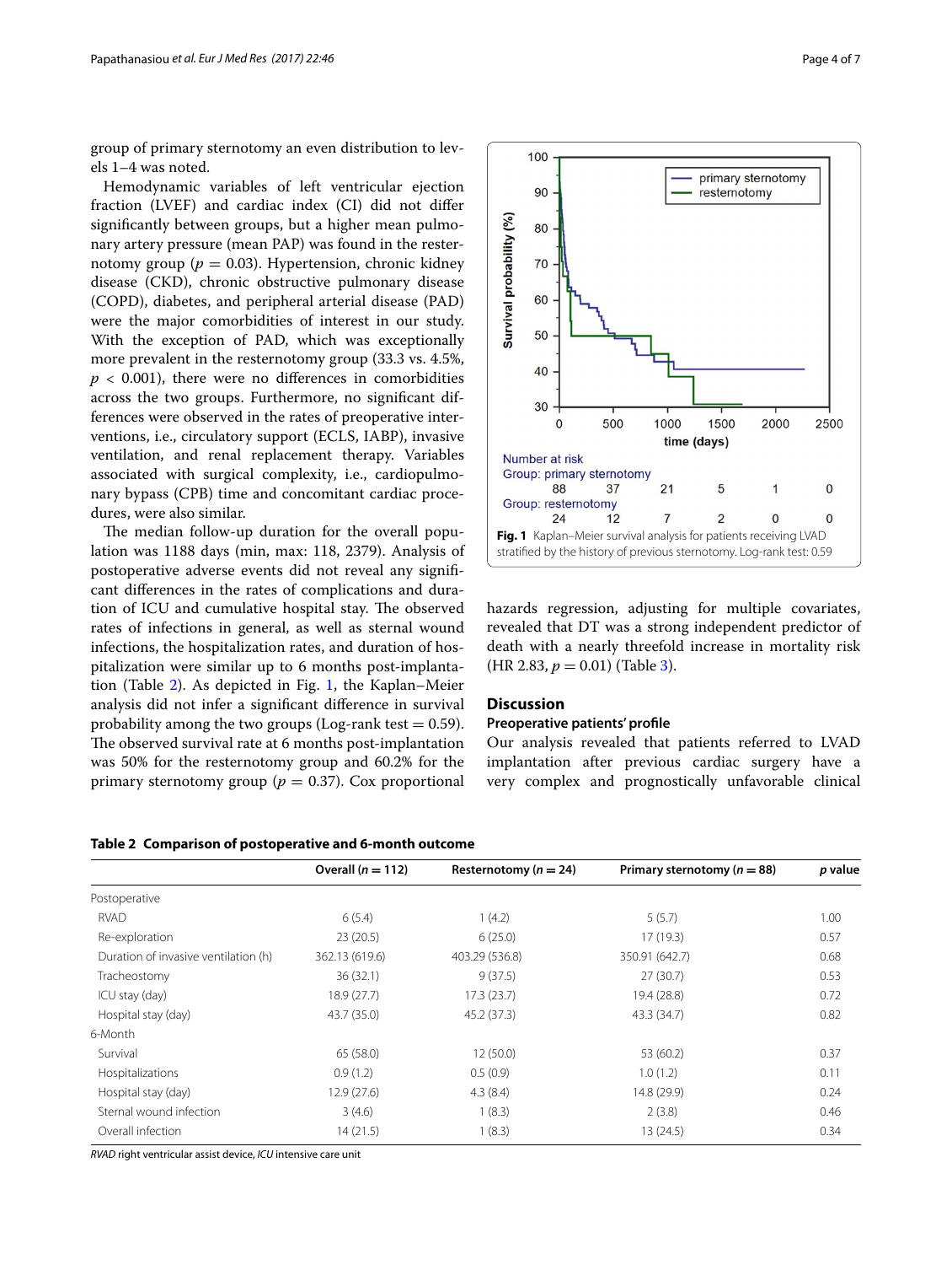group of primary sternotomy an even distribution to levels 1–4 was noted.

Hemodynamic variables of left ventricular ejection fraction (LVEF) and cardiac index (CI) did not differ significantly between groups, but a higher mean pulmonary artery pressure (mean PAP) was found in the resternotomy group ($p = 0.03$). Hypertension, chronic kidney disease (CKD), chronic obstructive pulmonary disease (COPD), diabetes, and peripheral arterial disease (PAD) were the major comorbidities of interest in our study. With the exception of PAD, which was exceptionally more prevalent in the resternotomy group (33.3 vs. 4.5%, $p < 0.001$), there were no differences in comorbidities across the two groups. Furthermore, no significant differences were observed in the rates of preoperative interventions, i.e., circulatory support (ECLS, IABP), invasive ventilation, and renal replacement therapy. Variables associated with surgical complexity, i.e., cardiopulmonary bypass (CPB) time and concomitant cardiac procedures, were also similar.

The median follow-up duration for the overall population was 1188 days (min, max: 118, 2379). Analysis of postoperative adverse events did not reveal any significant differences in the rates of complications and duration of ICU and cumulative hospital stay. The observed rates of infections in general, as well as sternal wound infections, the hospitalization rates, and duration of hospitalization were similar up to 6 months post-implantation (Table 2). As depicted in Fig. 1, the Kaplan–Meier analysis did not infer a significant difference in survival probability among the two groups (Log-rank test = 0.59). The observed survival rate at 6 months post-implantation was 50% for the resternotomy group and 60.2% for the primary sternotomy group ($p = 0.37$). Cox proportional hazards regression, adjusting for multiple covariates, revealed that DT was a strong independent predictor of death with a nearly threefold increase in mortality risk (HR 2.83, $p = 0.01$) (Table 3).

**Fig. 1** Kaplan–Meier survival analysis for patients receiving LVAD stratified by the history of previous sternotomy. Log-rank test: 0.59

## Discussion

### Preoperative patients' profile

Our analysis revealed that patients referred to LVAD implantation after previous cardiac surgery have a very complex and prognostically unfavorable clinical

**Table 2 Comparison of postoperative and 6-month outcome**

| | Overall ($n = 112$) | Resternotomy ($n = 24$) | Primary sternotomy ($n = 88$) | *p* value |
|---|---|---|---|---|
| Postoperative | | | | |
| RVAD | 6 (5.4) | 1 (4.2) | 5 (5.7) | 1.00 |
| Re-exploration | 23 (20.5) | 6 (25.0) | 17 (19.3) | 0.57 |
| Duration of invasive ventilation (h) | 362.13 (619.6) | 403.29 (536.8) | 350.91 (642.7) | 0.68 |
| Tracheostomy | 36 (32.1) | 9 (37.5) | 27 (30.7) | 0.53 |
| ICU stay (day) | 18.9 (27.7) | 17.3 (23.7) | 19.4 (28.8) | 0.72 |
| Hospital stay (day) | 43.7 (35.0) | 45.2 (37.3) | 43.3 (34.7) | 0.82 |
| 6-Month | | | | |
| Survival | 65 (58.0) | 12 (50.0) | 53 (60.2) | 0.37 |
| Hospitalizations | 0.9 (1.2) | 0.5 (0.9) | 1.0 (1.2) | 0.11 |
| Hospital stay (day) | 12.9 (27.6) | 4.3 (8.4) | 14.8 (29.9) | 0.24 |
| Sternal wound infection | 3 (4.6) | 1 (8.3) | 2 (3.8) | 0.46 |
| Overall infection | 14 (21.5) | 1 (8.3) | 13 (24.5) | 0.34 |

*RVAD* right ventricular assist device, *ICU* intensive care unit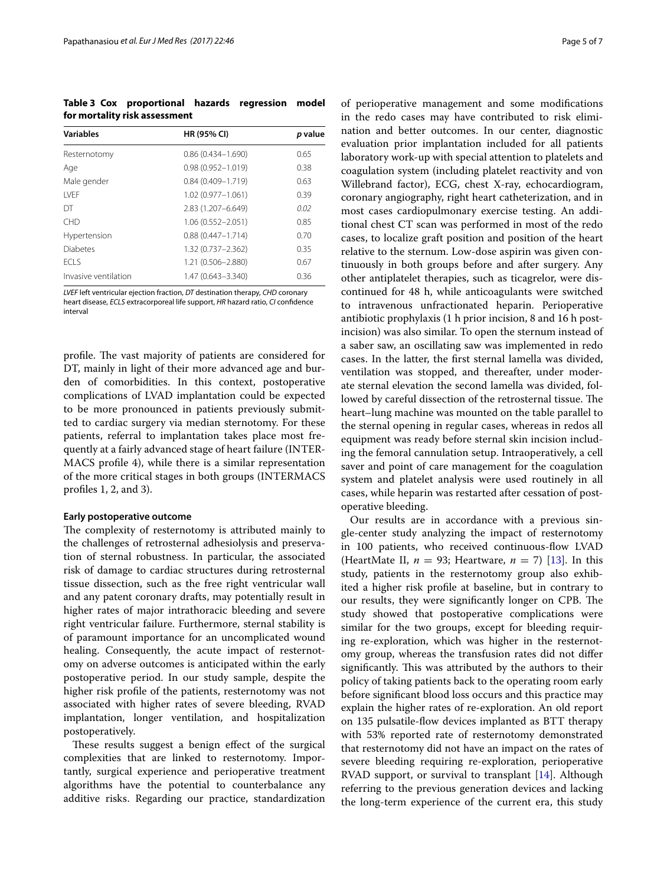**Table 3 Cox proportional hazards regression model for mortality risk assessment**

| Variables | HR (95% CI) | *p* value |
|---|---|---|
| Resternotomy | 0.86 (0.434–1.690) | 0.65 |
| Age | 0.98 (0.952–1.019) | 0.38 |
| Male gender | 0.84 (0.409–1.719) | 0.63 |
| LVEF | 1.02 (0.977–1.061) | 0.39 |
| DT | 2.83 (1.207–6.649) | *0.02* |
| CHD | 1.06 (0.552–2.051) | 0.85 |
| Hypertension | 0.88 (0.447–1.714) | 0.70 |
| Diabetes | 1.32 (0.737–2.362) | 0.35 |
| ECLS | 1.21 (0.506–2.880) | 0.67 |
| Invasive ventilation | 1.47 (0.643–3.340) | 0.36 |

*LVEF* left ventricular ejection fraction, *DT* destination therapy, *CHD* coronary heart disease, *ECLS* extracorporeal life support, *HR* hazard ratio, *CI* confidence interval

profile. The vast majority of patients are considered for DT, mainly in light of their more advanced age and burden of comorbidities. In this context, postoperative complications of LVAD implantation could be expected to be more pronounced in patients previously submitted to cardiac surgery via median sternotomy. For these patients, referral to implantation takes place most frequently at a fairly advanced stage of heart failure (INTERMACS profile 4), while there is a similar representation of the more critical stages in both groups (INTERMACS profiles 1, 2, and 3).

### Early postoperative outcome

The complexity of resternotomy is attributed mainly to the challenges of retrosternal adhesiolysis and preservation of sternal robustness. In particular, the associated risk of damage to cardiac structures during retrosternal tissue dissection, such as the free right ventricular wall and any patent coronary drafts, may potentially result in higher rates of major intrathoracic bleeding and severe right ventricular failure. Furthermore, sternal stability is of paramount importance for an uncomplicated wound healing. Consequently, the acute impact of resternotomy on adverse outcomes is anticipated within the early postoperative period. In our study sample, despite the higher risk profile of the patients, resternotomy was not associated with higher rates of severe bleeding, RVAD implantation, longer ventilation, and hospitalization postoperatively.

These results suggest a benign effect of the surgical complexities that are linked to resternotomy. Importantly, surgical experience and perioperative treatment algorithms have the potential to counterbalance any additive risks. Regarding our practice, standardization of perioperative management and some modifications in the redo cases may have contributed to risk elimination and better outcomes. In our center, diagnostic evaluation prior implantation included for all patients laboratory work-up with special attention to platelets and coagulation system (including platelet reactivity and von Willebrand factor), ECG, chest X-ray, echocardiogram, coronary angiography, right heart catheterization, and in most cases cardiopulmonary exercise testing. An additional chest CT scan was performed in most of the redo cases, to localize graft position and position of the heart relative to the sternum. Low-dose aspirin was given continuously in both groups before and after surgery. Any other antiplatelet therapies, such as ticagrelor, were discontinued for 48 h, while anticoagulants were switched to intravenous unfractionated heparin. Perioperative antibiotic prophylaxis (1 h prior incision, 8 and 16 h post-incision) was also similar. To open the sternum instead of a saber saw, an oscillating saw was implemented in redo cases. In the latter, the first sternal lamella was divided, ventilation was stopped, and thereafter, under moderate sternal elevation the second lamella was divided, followed by careful dissection of the retrosternal tissue. The heart–lung machine was mounted on the table parallel to the sternal opening in regular cases, whereas in redos all equipment was ready before sternal skin incision including the femoral cannulation setup. Intraoperatively, a cell saver and point of care management for the coagulation system and platelet analysis were used routinely in all cases, while heparin was restarted after cessation of postoperative bleeding.

Our results are in accordance with a previous single-center study analyzing the impact of resternotomy in 100 patients, who received continuous-flow LVAD (HeartMate II, $n = 93$; Heartware, $n = 7$) [13]. In this study, patients in the resternotomy group also exhibited a higher risk profile at baseline, but in contrary to our results, they were significantly longer on CPB. The study showed that postoperative complications were similar for the two groups, except for bleeding requiring re-exploration, which was higher in the resternotomy group, whereas the transfusion rates did not differ significantly. This was attributed by the authors to their policy of taking patients back to the operating room early before significant blood loss occurs and this practice may explain the higher rates of re-exploration. An old report on 135 pulsatile-flow devices implanted as BTT therapy with 53% reported rate of resternotomy demonstrated that resternotomy did not have an impact on the rates of severe bleeding requiring re-exploration, perioperative RVAD support, or survival to transplant [14]. Although referring to the previous generation devices and lacking the long-term experience of the current era, this study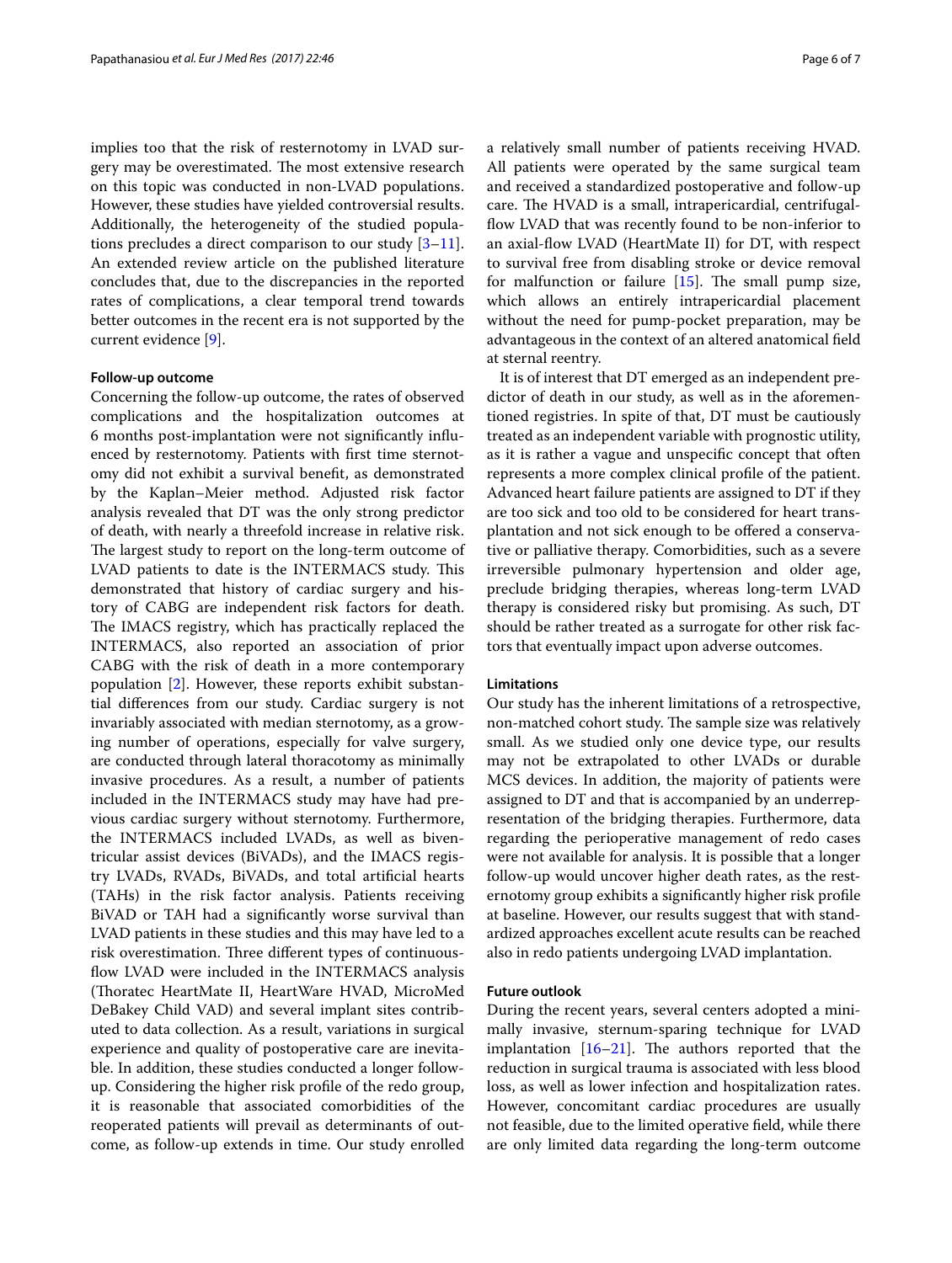implies too that the risk of resternotomy in LVAD surgery may be overestimated. The most extensive research on this topic was conducted in non-LVAD populations. However, these studies have yielded controversial results. Additionally, the heterogeneity of the studied populations precludes a direct comparison to our study [3–11]. An extended review article on the published literature concludes that, due to the discrepancies in the reported rates of complications, a clear temporal trend towards better outcomes in the recent era is not supported by the current evidence [9].

#### Follow-up outcome

Concerning the follow-up outcome, the rates of observed complications and the hospitalization outcomes at 6 months post-implantation were not significantly influenced by resternotomy. Patients with first time sternotomy did not exhibit a survival benefit, as demonstrated by the Kaplan–Meier method. Adjusted risk factor analysis revealed that DT was the only strong predictor of death, with nearly a threefold increase in relative risk. The largest study to report on the long-term outcome of LVAD patients to date is the INTERMACS study. This demonstrated that history of cardiac surgery and history of CABG are independent risk factors for death. The IMACS registry, which has practically replaced the INTERMACS, also reported an association of prior CABG with the risk of death in a more contemporary population [2]. However, these reports exhibit substantial differences from our study. Cardiac surgery is not invariably associated with median sternotomy, as a growing number of operations, especially for valve surgery, are conducted through lateral thoracotomy as minimally invasive procedures. As a result, a number of patients included in the INTERMACS study may have had previous cardiac surgery without sternotomy. Furthermore, the INTERMACS included LVADs, as well as biventricular assist devices (BiVADs), and the IMACS registry LVADs, RVADs, BiVADs, and total artificial hearts (TAHs) in the risk factor analysis. Patients receiving BiVAD or TAH had a significantly worse survival than LVAD patients in these studies and this may have led to a risk overestimation. Three different types of continuous-flow LVAD were included in the INTERMACS analysis (Thoratec HeartMate II, HeartWare HVAD, MicroMed DeBakey Child VAD) and several implant sites contributed to data collection. As a result, variations in surgical experience and quality of postoperative care are inevitable. In addition, these studies conducted a longer follow-up. Considering the higher risk profile of the redo group, it is reasonable that associated comorbidities of the reoperated patients will prevail as determinants of outcome, as follow-up extends in time. Our study enrolled a relatively small number of patients receiving HVAD. All patients were operated by the same surgical team and received a standardized postoperative and follow-up care. The HVAD is a small, intrapericardial, centrifugal-flow LVAD that was recently found to be non-inferior to an axial-flow LVAD (HeartMate II) for DT, with respect to survival free from disabling stroke or device removal for malfunction or failure [15]. The small pump size, which allows an entirely intrapericardial placement without the need for pump-pocket preparation, may be advantageous in the context of an altered anatomical field at sternal reentry.

It is of interest that DT emerged as an independent predictor of death in our study, as well as in the aforementioned registries. In spite of that, DT must be cautiously treated as an independent variable with prognostic utility, as it is rather a vague and unspecific concept that often represents a more complex clinical profile of the patient. Advanced heart failure patients are assigned to DT if they are too sick and too old to be considered for heart transplantation and not sick enough to be offered a conservative or palliative therapy. Comorbidities, such as a severe irreversible pulmonary hypertension and older age, preclude bridging therapies, whereas long-term LVAD therapy is considered risky but promising. As such, DT should be rather treated as a surrogate for other risk factors that eventually impact upon adverse outcomes.

#### Limitations

Our study has the inherent limitations of a retrospective, non-matched cohort study. The sample size was relatively small. As we studied only one device type, our results may not be extrapolated to other LVADs or durable MCS devices. In addition, the majority of patients were assigned to DT and that is accompanied by an underrepresentation of the bridging therapies. Furthermore, data regarding the perioperative management of redo cases were not available for analysis. It is possible that a longer follow-up would uncover higher death rates, as the resternotomy group exhibits a significantly higher risk profile at baseline. However, our results suggest that with standardized approaches excellent acute results can be reached also in redo patients undergoing LVAD implantation.

#### Future outlook

During the recent years, several centers adopted a minimally invasive, sternum-sparing technique for LVAD implantation [16–21]. The authors reported that the reduction in surgical trauma is associated with less blood loss, as well as lower infection and hospitalization rates. However, concomitant cardiac procedures are usually not feasible, due to the limited operative field, while there are only limited data regarding the long-term outcome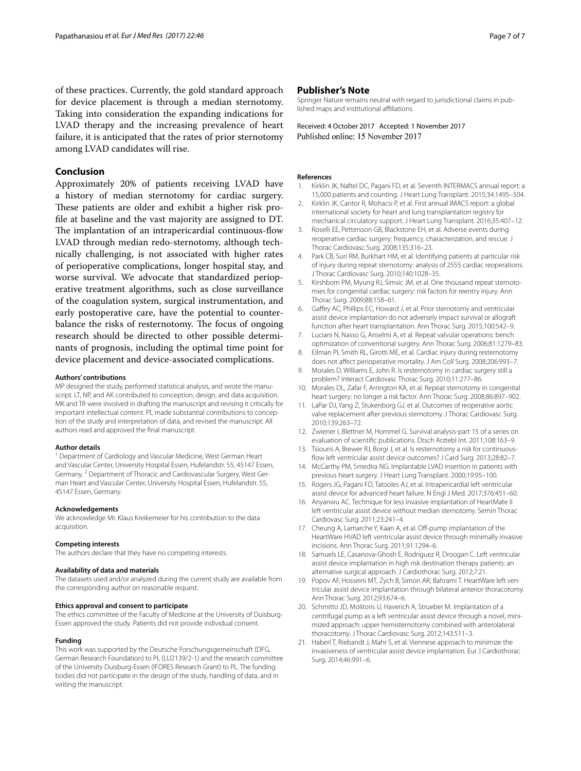of these practices. Currently, the gold standard approach for device placement is through a median sternotomy. Taking into consideration the expanding indications for LVAD therapy and the increasing prevalence of heart failure, it is anticipated that the rates of prior sternotomy among LVAD candidates will rise.

## Conclusion

Approximately 20% of patients receiving LVAD have a history of median sternotomy for cardiac surgery. These patients are older and exhibit a higher risk profile at baseline and the vast majority are assigned to DT. The implantation of an intrapericardial continuous-flow LVAD through median redo-sternotomy, although technically challenging, is not associated with higher rates of perioperative complications, longer hospital stay, and worse survival. We advocate that standardized perioperative treatment algorithms, such as close surveillance of the coagulation system, surgical instrumentation, and early postoperative care, have the potential to counterbalance the risks of resternotomy. The focus of ongoing research should be directed to other possible determinants of prognosis, including the optimal time point for device placement and device-associated complications.

#### Authors' contributions

MP designed the study, performed statistical analysis, and wrote the manuscript. LT, NP, and AK contributed to conception, design, and data acquisition. MK and TR were involved in drafting the manuscript and revising it critically for important intellectual content. PL made substantial contributions to conception of the study and interpretation of data, and revised the manuscript. All authors read and approved the final manuscript.

#### Author details

[1] Department of Cardiology and Vascular Medicine, West German Heart and Vascular Center, University Hospital Essen, Hufelandstr. 55, 45147 Essen, Germany. [2] Department of Thoracic and Cardiovascular Surgery, West German Heart and Vascular Center, University Hospital Essen, Hufelandstr. 55, 45147 Essen, Germany.

#### Acknowledgements

We acknowledge Mr. Klaus Kreikemeier for his contribution to the data acquisition.

#### Competing interests

The authors declare that they have no competing interests.

#### Availability of data and materials

The datasets used and/or analyzed during the current study are available from the corresponding author on reasonable request.

#### Ethics approval and consent to participate

The ethics committee of the Faculty of Medicine at the University of Duisburg-Essen approved the study. Patients did not provide individual consent.

#### Funding

This work was supported by the Deutsche Forschungsgemeinschaft (DFG, German Research Foundation) to PL (LU2139/2-1) and the research committee of the University Duisburg-Essen (IFORES Research Grant) to PL. The funding bodies did not participate in the design of the study, handling of data, and in writing the manuscript.

## Publisher's Note

Springer Nature remains neutral with regard to jurisdictional claims in published maps and institutional affiliations.

Received: 4 October 2017 Accepted: 1 November 2017
Published online: 15 November 2017

#### References

1. Kirklin JK, Naftel DC, Pagani FD, et al. Seventh INTERMACS annual report: a 15,000 patients and counting. J Heart Lung Transplant. 2015;34:1495–504.
2. Kirklin JK, Cantor R, Mohacsi P, et al. First annual IMACS report: a global international society for heart and lung transplantation registry for mechanical circulatory support. J Heart Lung Transplant. 2016;35:407–12.
3. Roselli EE, Pettersson GB, Blackstone EH, et al. Adverse events during reoperative cardiac surgery: frequency, characterization, and rescue. J Thorac Cardiovasc Surg. 2008;135:316–23.
4. Park CB, Suri RM, Burkhart HM, et al. Identifying patients at particular risk of injury during repeat sternotomy: analysis of 2555 cardiac reoperations. J Thorac Cardiovasc Surg. 2010;140:1028–35.
5. Kirshbom PM, Myung RJ, Simsic JM, et al. One thousand repeat sternotomies for congenital cardiac surgery: risk factors for reentry injury. Ann Thorac Surg. 2009;88:158–61.
6. Gaffey AC, Phillips EC, Howard J, et al. Prior sternotomy and ventricular assist device implantation do not adversely impact survival or allograft function after heart transplantation. Ann Thorac Surg. 2015;100:542–9.
7. Luciani N, Nasso G, Anselmi A, et al. Repeat valvular operations: bench optimization of conventional surgery. Ann Thorac Surg. 2006;81:1279–83.
8. Ellman PI, Smith RL, Girotti ME, et al. Cardiac injury during resternotomy does not affect perioperative mortality. J Am Coll Surg. 2008;206:993–7.
9. Morales D, Williams E, John R. Is resternotomy in cardiac surgery still a problem? Interact Cardiovasc Thorac Surg. 2010;11:277–86.
10. Morales DL, Zafar F, Arrington KA, et al. Repeat sternotomy in congenital heart surgery: no longer a risk factor. Ann Thorac Surg. 2008;86:897–902.
11. LaPar DJ, Yang Z, Stukenborg GJ, et al. Outcomes of reoperative aortic valve replacement after previous sternotomy. J Thorac Cardiovasc Surg. 2010;139:263–72.
12. Zwiener I, Blettner M, Hommel G. Survival analysis-part 15 of a series on evaluation of scientific publications. Dtsch Arztebl Int. 2011;108:163–9.
13. Tsiouris A, Brewer RJ, Borgi J, et al. Is resternotomy a risk for continuous-flow left ventricular assist device outcomes? J Card Surg. 2013;28:82–7.
14. McCarthy PM, Smedira NG. Implantable LVAD insertion in patients with previous heart surgery. J Heart Lung Transplant. 2000;19:95–100.
15. Rogers JG, Pagani FD, Tatooles AJ, et al. Intrapericardial left ventricular assist device for advanced heart failure. N Engl J Med. 2017;376:451–60.
16. Anyanwu AC. Technique for less invasive implantation of HeartMate II left ventricular assist device without median sternotomy. Semin Thorac Cardiovasc Surg. 2011;23:241–4.
17. Cheung A, Lamarche Y, Kaan A, et al. Off-pump implantation of the HeartWare HVAD left ventricular assist device through minimally invasive incisions. Ann Thorac Surg. 2011;91:1294–6.
18. Samuels LE, Casanova-Ghosh E, Rodriguez R, Droogan C. Left ventricular assist device implantation in high risk destination therapy patients: an alternative surgical approach. J Cardiothorac Surg. 2012;7:21.
19. Popov AF, Hosseini MT, Zych B, Simon AR, Bahrami T. HeartWare left ventricular assist device implantation through bilateral anterior thoracotomy. Ann Thorac Surg. 2012;93:674–6.
20. Schmitto JD, Molitoris U, Haverich A, Strueber M. Implantation of a centrifugal pump as a left ventricular assist device through a novel, minimized approach: upper hemisternotomy combined with anterolateral thoracotomy. J Thorac Cardiovasc Surg. 2012;143:511–3.
21. Haberl T, Riebandt J, Mahr S, et al. Viennese approach to minimize the invasiveness of ventricular assist device implantation. Eur J Cardiothorac Surg. 2014;46:991–6.